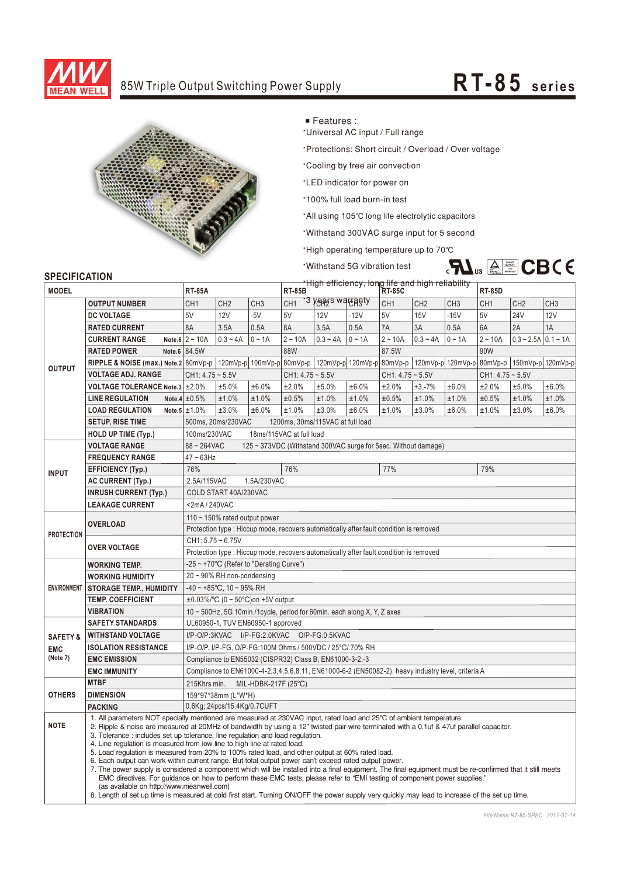# 85W Triple Output Switching Power Supply

# RT-85 series

■ Features :

- Universal AC input / Full range
- Protections: Short circuit / Overload / Over voltage
- Cooling by free air convection
- LED indicator for power on
- 100% full load burn-in test
- All using 105℃ long life electrolytic capacitors
- Withstand 300VAC surge input for 5 second
- High operating temperature up to 70℃
- Withstand 5G vibration test
- High efficiency, long life and high reliability
- 3 years warranty

## SPECIFICATION

| MODEL | | RT-85A | | | RT-85B | | | RT-85C | | | RT-85D | | |
|---|---|---|---|---|---|---|---|---|---|---|---|---|---|
| OUTPUT | OUTPUT NUMBER | CH1 | CH2 | CH3 | CH1 | CH2 | CH3 | CH1 | CH2 | CH3 | CH1 | CH2 | CH3 |
| | DC VOLTAGE | 5V | 12V | -5V | 5V | 12V | -12V | 5V | 15V | -15V | 5V | 24V | 12V |
| | RATED CURRENT | 8A | 3.5A | 0.5A | 8A | 3.5A | 0.5A | 7A | 3A | 0.5A | 6A | 2A | 1A |
| | CURRENT RANGE Note.6 | 2 ~ 10A | 0.3 ~ 4A | 0 ~ 1A | 2 ~ 10A | 0.3 ~ 4A | 0 ~ 1A | 2 ~ 10A | 0.3 ~ 4A | 0 ~ 1A | 2 ~ 10A | 0.3 ~ 2.5A | 0.1 ~ 1A |
| | RATED POWER Note.6 | 84.5W | | | 88W | | | 87.5W | | | 90W | | |
| | RIPPLE & NOISE (max.) Note.2 | 80mVp-p | 120mVp-p | 100mVp-p | 80mVp-p | 120mVp-p | 120mVp-p | 80mVp-p | 120mVp-p | 120mVp-p | 80mVp-p | 150mVp-p | 120mVp-p |
| | VOLTAGE ADJ. RANGE | CH1: 4.75 ~ 5.5V | | | CH1: 4.75 ~ 5.5V | | | CH1: 4.75 ~ 5.5V | | | CH1: 4.75 ~ 5.5V | | |
| | VOLTAGE TOLERANCE Note.3 | ±2.0% | ±5.0% | ±6.0% | ±2.0% | ±5.0% | ±6.0% | ±2.0% | +3,-7% | ±6.0% | ±2.0% | ±5.0% | ±6.0% |
| | LINE REGULATION Note.4 | ±0.5% | ±1.0% | ±1.0% | ±0.5% | ±1.0% | ±1.0% | ±0.5% | ±1.0% | ±1.0% | ±0.5% | ±1.0% | ±1.0% |
| | LOAD REGULATION Note.5 | ±1.0% | ±3.0% | ±6.0% | ±1.0% | ±3.0% | ±6.0% | ±1.0% | ±3.0% | ±6.0% | ±1.0% | ±3.0% | ±6.0% |
| | SETUP, RISE TIME | 500ms, 20ms/230VAC 1200ms, 30ms/115VAC at full load | | | | | | | | | | | |
| | HOLD UP TIME (Typ.) | 100ms/230VAC 18ms/115VAC at full load | | | | | | | | | | | |
| INPUT | VOLTAGE RANGE | 88 ~ 264VAC 125 ~ 373VDC (Withstand 300VAC surge for 5sec. Without damage) | | | | | | | | | | | |
| | FREQUENCY RANGE | 47 ~ 63Hz | | | | | | | | | | | |
| | EFFICIENCY (Typ.) | 76% | | | 76% | | | 77% | | | 79% | | |
| | AC CURRENT (Typ.) | 2.5A/115VAC 1.5A/230VAC | | | | | | | | | | | |
| | INRUSH CURRENT (Typ.) | COLD START 40A/230VAC | | | | | | | | | | | |
| | LEAKAGE CURRENT | <2mA / 240VAC | | | | | | | | | | | |
| PROTECTION | OVERLOAD | 110 ~ 150% rated output power | | | | | | | | | | | |
| | | Protection type : Hiccup mode, recovers automatically after fault condition is removed | | | | | | | | | | | |
| | OVER VOLTAGE | CH1: 5.75 ~ 6.75V | | | | | | | | | | | |
| | | Protection type : Hiccup mode, recovers automatically after fault condition is removed | | | | | | | | | | | |
| ENVIRONMENT | WORKING TEMP. | -25 ~ +70℃ (Refer to "Derating Curve") | | | | | | | | | | | |
| | WORKING HUMIDITY | 20 ~ 90% RH non-condensing | | | | | | | | | | | |
| | STORAGE TEMP., HUMIDITY | -40 ~ +85℃, 10 ~ 95% RH | | | | | | | | | | | |
| | TEMP. COEFFICIENT | ±0.03%/℃ (0 ~ 50℃)on +5V output | | | | | | | | | | | |
| | VIBRATION | 10 ~ 500Hz, 5G 10min./1cycle, period for 60min. each along X, Y, Z axes | | | | | | | | | | | |
| SAFETY & EMC (Note 7) | SAFETY STANDARDS | UL60950-1, TUV EN60950-1 approved | | | | | | | | | | | |
| | WITHSTAND VOLTAGE | I/P-O/P:3KVAC I/P-FG:2.0KVAC O/P-FG:0.5KVAC | | | | | | | | | | | |
| | ISOLATION RESISTANCE | I/P-O/P, I/P-FG, O/P-FG:100M Ohms / 500VDC / 25℃/ 70% RH | | | | | | | | | | | |
| | EMC EMISSION | Compliance to EN55032 (CISPR32) Class B, EN61000-3-2,-3 | | | | | | | | | | | |
| | EMC IMMUNITY | Compliance to EN61000-4-2,3,4,5,6,8,11, EN61000-6-2 (EN50082-2), heavy industry level, criteria A | | | | | | | | | | | |
| OTHERS | MTBF | 215Khrs min. MIL-HDBK-217F (25℃) | | | | | | | | | | | |
| | DIMENSION | 159*97*38mm (L*W*H) | | | | | | | | | | | |
| | PACKING | 0.6Kg; 24pcs/15.4Kg/0.7CUFT | | | | | | | | | | | |

**NOTE**

1. All parameters NOT specially mentioned are measured at 230VAC input, rated load and 25℃ of ambient temperature.
2. Ripple & noise are measured at 20MHz of bandwidth by using a 12" twisted pair-wire terminated with a 0.1uf & 47uf parallel capacitor.
3. Tolerance : includes set up tolerance, line regulation and load regulation.
4. Line regulation is measured from low line to high line at rated load.
5. Load regulation is measured from 20% to 100% rated load, and other output at 60% rated load.
6. Each output can work within current range. But total output power can't exceed rated output power.
7. The power supply is considered a component which will be installed into a final equipment. The final equipment must be re-confirmed that it still meets EMC directives. For guidance on how to perform these EMC tests, please refer to "EMI testing of component power supplies." (as available on http://www.meanwell.com)
8. Length of set up time is measured at cold first start. Turning ON/OFF the power supply very quickly may lead to increase of the set up time.

File Name:RT-85-SPEC 2017-07-14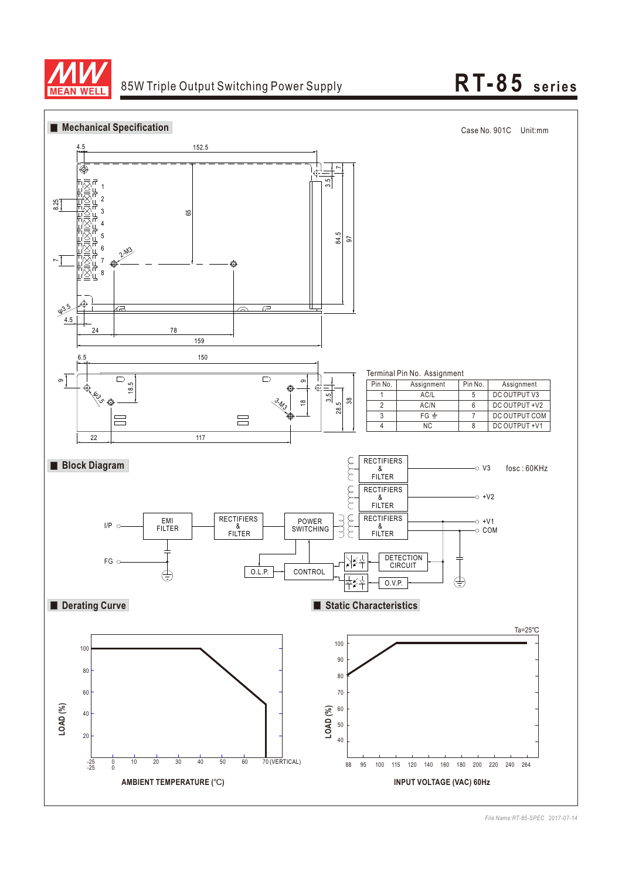# 85W Triple Output Switching Power Supply

# RT-85 series

## Mechanical Specification

Case No. 901C Unit:mm

4.5
152.5
7
3.5
8.25
65
84.5
97
1
2
3
4
5
6
7
8
2-M3
7
ψ3.5
4.5
24
78
159

6.5
150
9
18.5
9
3.5
ψ3.5
3-M3
18
28.5
38
22
117

Terminal Pin No. Assignment

| Pin No. | Assignment | Pin No. | Assignment |
|---|---|---|---|
| 1 | AC/L | 5 | DC OUTPUT V3 |
| 2 | AC/N | 6 | DC OUTPUT +V2 |
| 3 | FG ⏚ | 7 | DC OUTPUT COM |
| 4 | NC | 8 | DC OUTPUT +V1 |

## Block Diagram

fosc : 60KHz

I/P
FG
EMI FILTER
RECTIFIERS & FILTER
POWER SWITCHING
RECTIFIERS & FILTER
RECTIFIERS & FILTER
RECTIFIERS & FILTER
V3
+V2
+V1
COM
O.L.P.
CONTROL
DETECTION CIRCUIT
O.V.P.

## Derating Curve

LOAD (%)
100
80
60
40
20
-25 -25
0 0
10
20
30
40
50
60
70 (VERTICAL)
AMBIENT TEMPERATURE (℃)

## Static Characteristics

Ta=25℃
LOAD (%)
100
90
80
70
60
50
40
88
95
100
115
120
140
160
180
200
220
240
264
INPUT VOLTAGE (VAC) 60Hz

File Name:RT-85-SPEC 2017-07-14